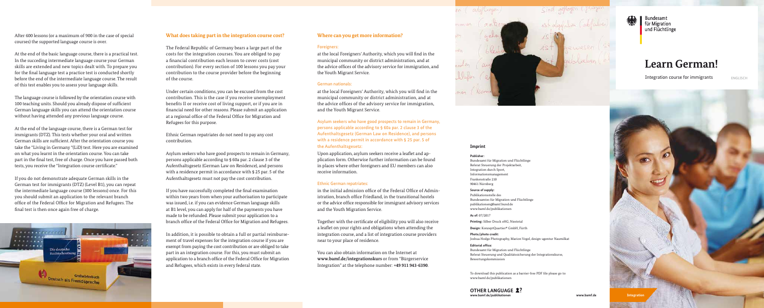After 600 lessons (or a maximum of 900 in the case of special courses) the supported language course is over.

At the end of the basic language course, there is a practical test. In the succeding intermediate language course your German skills are extended and new topics dealt with. To prepare you for the final language test a practice test is conducted shortly before the end of the intermediate language course. The result of this test enables you to assess your language skills.

The language course is followed by the orientation course with 100 teaching units. Should you already dispose of sufficient German language skills you can attend the orientation course without having attended any previous language course.

At the end of the language course, there is a German test for immigrants (DTZ). This tests whether your oral and written German skills are sufficient. After the orientation course you take the "Living in Germany "(LiD) test. Here you are examined on what you learnt in the orientation course. You can take part in the final test, free of charge. Once you have passed both tests, you receive the "Integration course certificate."

If you do not demonstrate adequate German skills in the German test for immigrants (DTZ) (Level B1), you can repeat the intermediate language course (300 lessons) once. For this you should submit an application to the relevant branch office of the Federal Office for Migration and Refugees. The final test is then once again free of charge.

## What does taking part in the integration course cost?

The Federal Republic of Germany bears a large part of the costs for the integration courses. You are obliged to pay a financial contribution each lesson to cover costs (cost contribution). For every section of 100 lessons you pay your contribution to the course provider before the beginning of the course.

Under certain conditions, you can be excused from the cost contribution. This is the case if you receive unemployment benefits II or receive cost of living support, or if you are in financial need for other reasons. Please submit an application at a regional office of the Federal Office for Migration and Refugees for this purpose.

Ethnic German repatriates do not need to pay any cost contribution.

Asylum seekers who have good prospects to remain in Germany, persons applicable according to § 60a par. 2 clause 3 of the Aufenthaltsgesetz (German Law on Residence), and persons with a residence permit in accordance with § 25 par. 5 of the Aufenthaltsgesetz must not pay the cost contribution.

If you have successfully completed the final examination within two years from when your authorisation to participate was issued, i.e. if you can evidence German language skills at B1 level, you can apply for half of the payments you have made to be refunded. Please submit your application to a branch office of the Federal Office for Migration and Refugees.

In addition, it is possible to obtain a full or partial reimbursement of travel expenses for the integration course if you are exempt from paying the cost contribution or are obliged to take part in an integration course. For this, you must submit an application to a branch office of the Federal Office for Migration and Refugees, which exists in every federal state.

## Where can you get more information?

### Foreigners:

at the local Foreigners' Authority, which you will find in the municipal community or district administration, and at the advice offices of the advisory service for immigration, and the Youth Migrant Service.

### German nationals:

at the local Foreigners' Authority, which you will find in the municipal community or district administration, and at the advice offices of the advisory service for immigration, and the Youth Migrant Service.

### Asylum seekers who have good prospects to remain in Germany, persons applicable according to § 60a par. 2 clause 3 of the Aufenthaltsgesetz (German Law on Residence), and persons with a residence permit in accordance with § 25 par. 5 of the Aufenthaltsgesetz:

Upon application, asylum seekers receive a leaflet and application form. Otherwise further information can be found in places where other foreigners and EU members can also receive information.

### Ethnic German repatriates:

in the initial admission office of the Federal Office of Administration, branch office Friedland, in the transitional hostels or the advice office responsible for immigrant advisory services and the Youth Migration Service.

Together with the certificate of eligibility you will also receive a leaflet on your rights and obligations when attending the integration course, and a list of integration course providers near to your place of residence.

You can also obtain information on the Internet at **www.bamf.de/integrationskurs** or from "Bürgerservice Integration" at the telephone number: **+49 911 943-6390**.

### Imprint

**Publisher:**
Bundesamt für Migration und Flüchtlinge
Referat Steuerung der Projektarbeit, Integration durch Sport, Informationsmanagement
Frankenstraße 210
90461 Nürnberg

**Source of supply:**
Publikationsstelle des Bundesamtes für Migration und Flüchtlinge
publikationen@bamf.bund.de
www.bamf.de/publikationen

**As of:** 07/2017

**Printing:** Silber Druck oHG, Niestetal

**Design:** KonzeptQuartier® GmbH, Fürth

**Photo/photo credit:**
Joshua Hodge Photography, Marion Vogel, design-agentur Naumilkat

**Editorial office:**
Bundesamt für Migration und Flüchtlinge
Referat Steuerung und Qualitätssicherung der Integrationskurse, Bewertungskommission

To download this publication as a barrier-free PDF file please go to: www.bamf.de/publikationen

**OTHER LANGUAGE**
**www.bamf.de/publikationen**

www.bamf.de

Bundesamt für Migration und Flüchtlinge

# Learn German!

Integration course for immigrants

ENGLISCH

Integration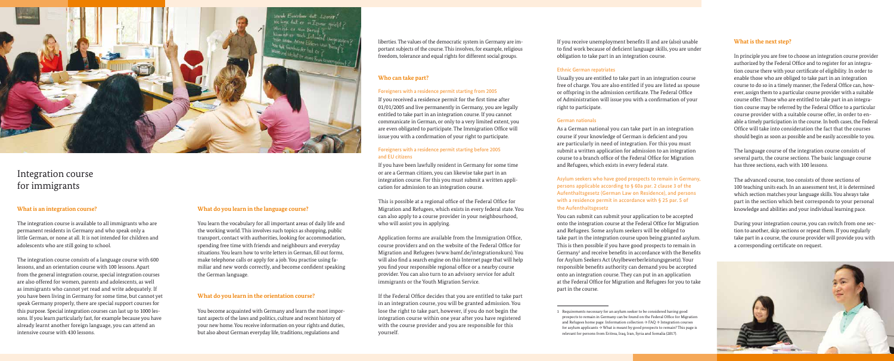# Integration course for immigrants

## What is an integration course?

The integration course is available to all immigrants who are permanent residents in Germany and who speak only a little German, or none at all. It is not intended for children and adolescents who are still going to school.

The integration course consists of a language course with 600 lessons, and an orientation course with 100 lessons. Apart from the general integration course, special integration courses are also offered for women, parents and adolescents, as well as immigrants who cannot yet read and write adequately. If you have been living in Germany for some time, but cannot yet speak German properly, there are special support courses for this purpose. Special integration courses can last up to 1000 lessons. If you learn particularly fast, for example because you have already learnt another foreign language, you can attend an intensive course with 430 lessons.

## What do you learn in the language course?

You learn the vocabulary for all important areas of daily life and the working world. This involves such topics as shopping, public transport, contact with authorities, looking for accommodation, spending free time with friends and neighbours and everyday situations. You learn how to write letters in German, fill out forms, make telephone calls or apply for a job. You practise using familiar and new words correctly, and become confident speaking the German language.

## What do you learn in the orientation course?

You become acquainted with Germany and learn the most important aspects of the laws and politics, culture and recent history of your new home. You receive information on your rights and duties, but also about German everyday life, traditions, regulations and liberties. The values of the democratic system in Germany are important subjects of the course. This involves, for example, religious freedom, tolerance and equal rights for different social groups.

## Who can take part?

### Foreigners with a residence permit starting from 2005

If you received a residence permit for the first time after 01/01/2005 and live permanently in Germany, you are legally entitled to take part in an integration course. If you cannot communicate in German, or only to a very limited extent, you are even obligated to participate. The Immigration Office will issue you with a confirmation of your right to participate.

### Foreigners with a residence permit starting before 2005 and EU citizens

If you have been lawfully resident in Germany for some time or are a German citizen, you can likewise take part in an integration course. For this you must submit a written application for admission to an integration course.

This is possible at a regional office of the Federal Office for Migration and Refugees, which exists in every federal state. You can also apply to a course provider in your neighbourhood, who will assist you in applying.

Application forms are available from the Immigration Office, course providers and on the website of the Federal Office for Migration and Refugees (www.bamf.de/integrationskurs). You will also find a search engine on this Internet page that will help you find your responsible regional office or a nearby course provider. You can also turn to an advisory service for adult immigrants or the Youth Migration Service.

If the Federal Office decides that you are entitled to take part in an integration course, you will be granted admission. You lose the right to take part, however, if you do not begin the integration course within one year after you have registered with the course provider and you are responsible for this yourself.

If you receive unemployment benefits II and are (also) unable to find work because of deficient language skills, you are under obligation to take part in an integration course.

### Ethnic German repatriates

Usually you are entitled to take part in an integration course free of charge. You are also entitled if you are listed as spouse or offspring in the admission certificate. The Federal Office of Administration will issue you with a confirmation of your right to participate.

### German nationals

As a German national you can take part in an integration course if your knowledge of German is deficient and you are particularly in need of integration. For this you must submit a written application for admission to an integration course to a branch office of the Federal Office for Migration and Refugees, which exists in every federal state.

### Asylum seekers who have good prospects to remain in Germany, persons applicable according to § 60a par. 2 clause 3 of the Aufenthaltsgesetz (German Law on Residence), and persons with a residence permit in accordance with § 25 par. 5 of the Aufenthaltsgesetz

You can submit can submit your application to be accepted onto the integration course at the Federal Office for Migration and Refugees. Some asylum seekers will be obliged to take part in the integration course upon being granted asylum. This is then possible if you have good prospects to remain in Germany[1] and receive benefits in accordance with the Benefits for Asylum Seekers Act (Asylbewerberleistungsgesetz). Your responsible benefits authority can demand you be accepted onto an integration course. They can put in an application at the Federal Office for Migration and Refugees for you to take part in the course.

1 Requirements necessary for an asylum seeker to be considered having good prospects to remain in Germany can be found on the Federal Office for Migration and Refugees home page: Information collection → FAQ → Integration courses for asylum applicants → What is meant by good prospects to remain? This page is relevant for persons from Eritrea, Iraq, Iran, Syria and Somalia (2017).

## What is the next step?

In principle you are free to choose an integration course provider authorized by the Federal Office and to register for an integration course there with your certificate of eligibility. In order to enable those who are obliged to take part in an integration course to do so in a timely manner, the Federal Office can, however, assign them to a particular course provider with a suitable course offer. Those who are entitled to take part in an integration course may be referred by the Federal Office to a particular course provider with a suitable course offer, in order to enable a timely participation in the course. In both cases, the Federal Office will take into consideration the fact that the courses should begin as soon as possible and be easily accessible to you.

The language course of the integration course consists of several parts, the course sections. The basic language course has three sections, each with 100 lessons.

The advanced course, too consists of three sections of 100 teaching units each. In an assessment test, it is determined which section matches your language skills. You always take part in the section which best corresponds to your personal knowledge and abilities and your individual learning pace.

During your integration course, you can switch from one section to another, skip sections or repeat them. If you regularly take part in a course, the course provider will provide you with a corresponding certificate on request.